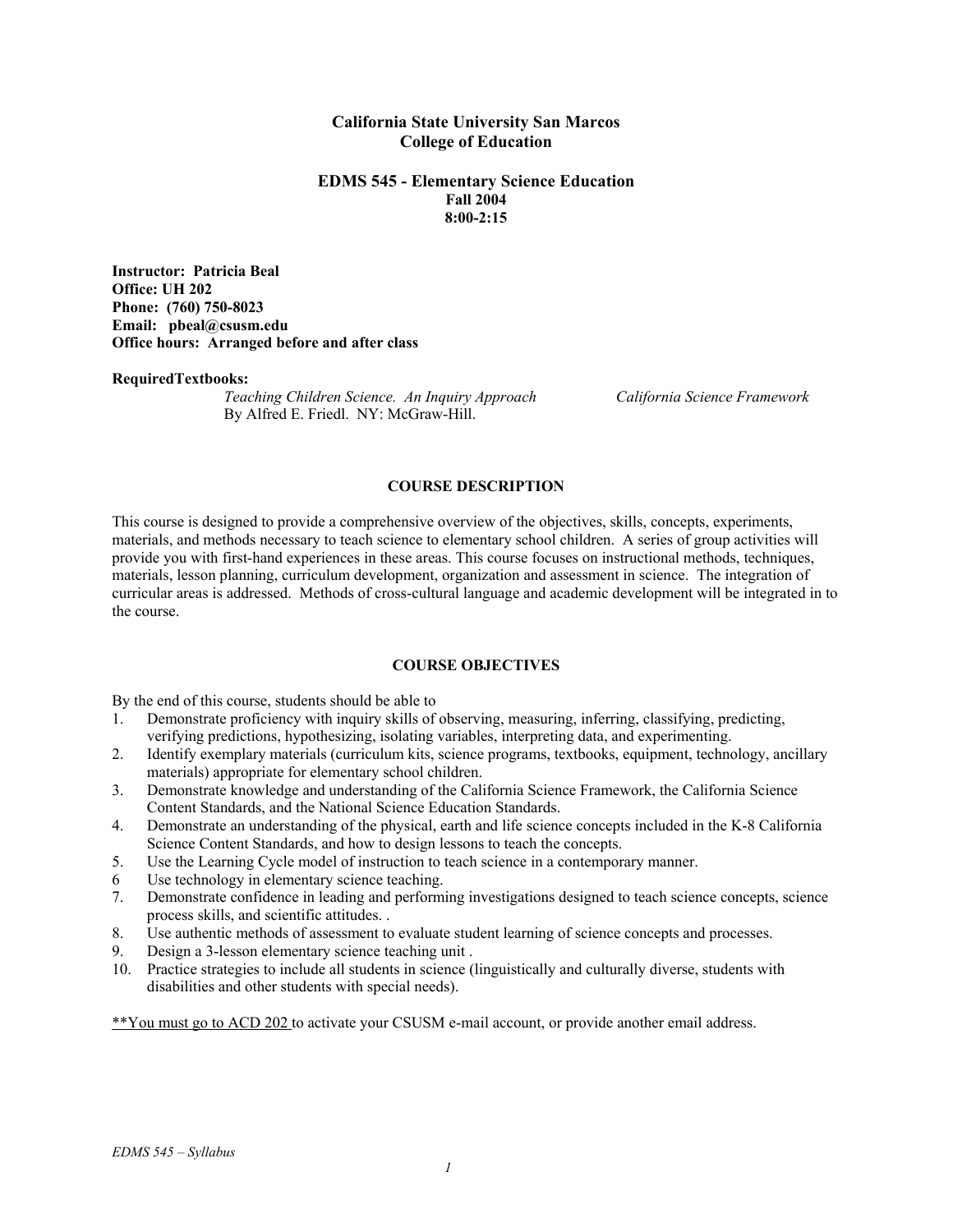**California State University San Marcos**
**College of Education**

**EDMS 545 - Elementary Science Education**
**Fall 2004**
**8:00-2:15**

**Instructor: Patricia Beal**
**Office: UH 202**
**Phone: (760) 750-8023**
**Email: pbeal@csusm.edu**
**Office hours: Arranged before and after class**

**RequiredTextbooks:**

*Teaching Children Science. An Inquiry Approach* By Alfred E. Friedl. NY: McGraw-Hill.

*California Science Framework*

## COURSE DESCRIPTION

This course is designed to provide a comprehensive overview of the objectives, skills, concepts, experiments, materials, and methods necessary to teach science to elementary school children. A series of group activities will provide you with first-hand experiences in these areas. This course focuses on instructional methods, techniques, materials, lesson planning, curriculum development, organization and assessment in science. The integration of curricular areas is addressed. Methods of cross-cultural language and academic development will be integrated in to the course.

## COURSE OBJECTIVES

By the end of this course, students should be able to

1. Demonstrate proficiency with inquiry skills of observing, measuring, inferring, classifying, predicting, verifying predictions, hypothesizing, isolating variables, interpreting data, and experimenting.
2. Identify exemplary materials (curriculum kits, science programs, textbooks, equipment, technology, ancillary materials) appropriate for elementary school children.
3. Demonstrate knowledge and understanding of the California Science Framework, the California Science Content Standards, and the National Science Education Standards.
4. Demonstrate an understanding of the physical, earth and life science concepts included in the K-8 California Science Content Standards, and how to design lessons to teach the concepts.
5. Use the Learning Cycle model of instruction to teach science in a contemporary manner.
6. Use technology in elementary science teaching.
7. Demonstrate confidence in leading and performing investigations designed to teach science concepts, science process skills, and scientific attitudes. .
8. Use authentic methods of assessment to evaluate student learning of science concepts and processes.
9. Design a 3-lesson elementary science teaching unit .
10. Practice strategies to include all students in science (linguistically and culturally diverse, students with disabilities and other students with special needs).

<u>**You must go to ACD 202</u> to activate your CSUSM e-mail account, or provide another email address.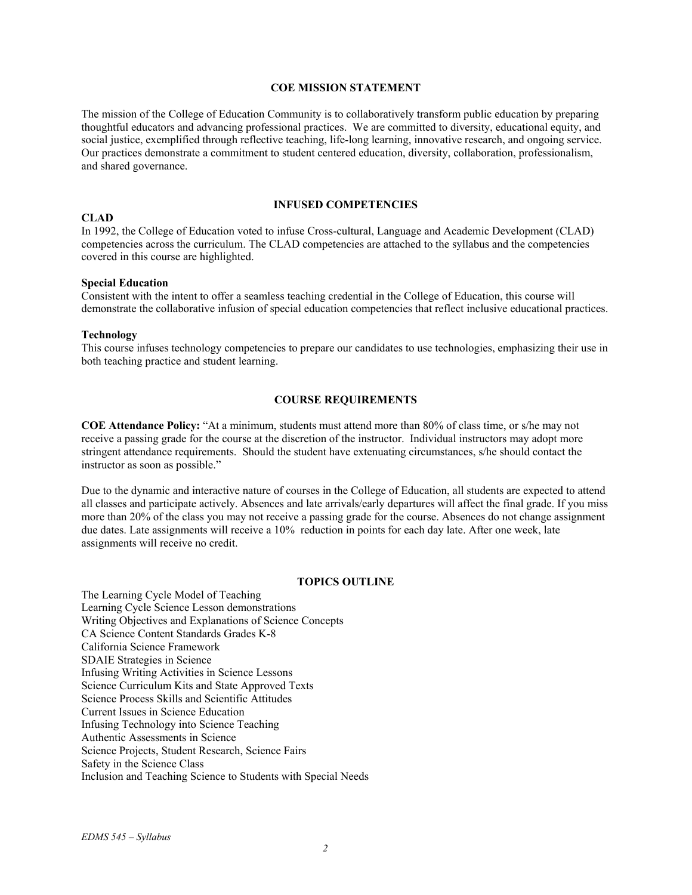## COE MISSION STATEMENT

The mission of the College of Education Community is to collaboratively transform public education by preparing thoughtful educators and advancing professional practices. We are committed to diversity, educational equity, and social justice, exemplified through reflective teaching, life-long learning, innovative research, and ongoing service. Our practices demonstrate a commitment to student centered education, diversity, collaboration, professionalism, and shared governance.

## INFUSED COMPETENCIES

**CLAD**

In 1992, the College of Education voted to infuse Cross-cultural, Language and Academic Development (CLAD) competencies across the curriculum. The CLAD competencies are attached to the syllabus and the competencies covered in this course are highlighted.

**Special Education**

Consistent with the intent to offer a seamless teaching credential in the College of Education, this course will demonstrate the collaborative infusion of special education competencies that reflect inclusive educational practices.

**Technology**

This course infuses technology competencies to prepare our candidates to use technologies, emphasizing their use in both teaching practice and student learning.

## COURSE REQUIREMENTS

**COE Attendance Policy:** "At a minimum, students must attend more than 80% of class time, or s/he may not receive a passing grade for the course at the discretion of the instructor. Individual instructors may adopt more stringent attendance requirements. Should the student have extenuating circumstances, s/he should contact the instructor as soon as possible."

Due to the dynamic and interactive nature of courses in the College of Education, all students are expected to attend all classes and participate actively. Absences and late arrivals/early departures will affect the final grade. If you miss more than 20% of the class you may not receive a passing grade for the course. Absences do not change assignment due dates. Late assignments will receive a 10% reduction in points for each day late. After one week, late assignments will receive no credit.

## TOPICS OUTLINE

The Learning Cycle Model of Teaching
Learning Cycle Science Lesson demonstrations
Writing Objectives and Explanations of Science Concepts
CA Science Content Standards Grades K-8
California Science Framework
SDAIE Strategies in Science
Infusing Writing Activities in Science Lessons
Science Curriculum Kits and State Approved Texts
Science Process Skills and Scientific Attitudes
Current Issues in Science Education
Infusing Technology into Science Teaching
Authentic Assessments in Science
Science Projects, Student Research, Science Fairs
Safety in the Science Class
Inclusion and Teaching Science to Students with Special Needs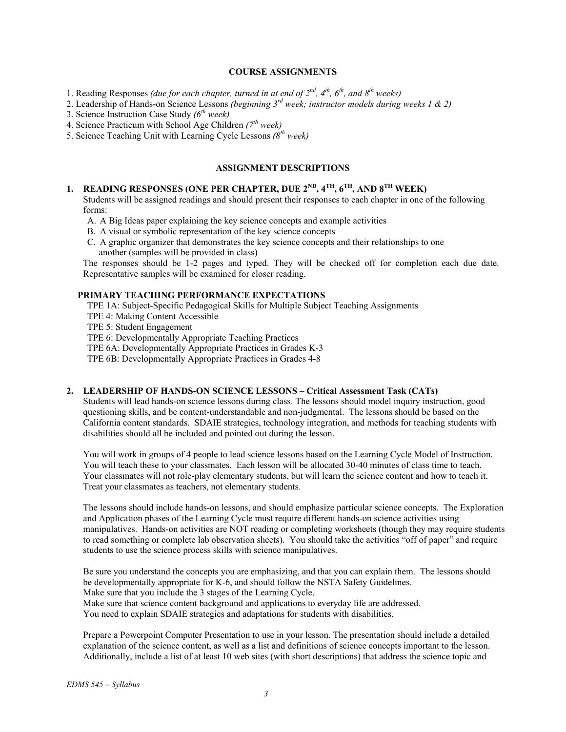## COURSE ASSIGNMENTS

1. Reading Responses *(due for each chapter, turned in at end of 2nd, 4th, 6th, and 8th weeks)*
2. Leadership of Hands-on Science Lessons *(beginning 3rd week; instructor models during weeks 1 & 2)*
3. Science Instruction Case Study *(6th week)*
4. Science Practicum with School Age Children *(7th week)*
5. Science Teaching Unit with Learning Cycle Lessons *(8th week)*

## ASSIGNMENT DESCRIPTIONS

### 1. READING RESPONSES (ONE PER CHAPTER, DUE 2ND, 4TH, 6TH, AND 8TH WEEK)

Students will be assigned readings and should present their responses to each chapter in one of the following forms:

A. A Big Ideas paper explaining the key science concepts and example activities
B. A visual or symbolic representation of the key science concepts
C. A graphic organizer that demonstrates the key science concepts and their relationships to one another (samples will be provided in class)

The responses should be 1-2 pages and typed. They will be checked off for completion each due date. Representative samples will be examined for closer reading.

**PRIMARY TEACHING PERFORMANCE EXPECTATIONS**

TPE 1A: Subject-Specific Pedagogical Skills for Multiple Subject Teaching Assignments
TPE 4: Making Content Accessible
TPE 5: Student Engagement
TPE 6: Developmentally Appropriate Teaching Practices
TPE 6A: Developmentally Appropriate Practices in Grades K-3
TPE 6B: Developmentally Appropriate Practices in Grades 4-8

### 2. LEADERSHIP OF HANDS-ON SCIENCE LESSONS – Critical Assessment Task (CATs)

Students will lead hands-on science lessons during class. The lessons should model inquiry instruction, good questioning skills, and be content-understandable and non-judgmental. The lessons should be based on the California content standards. SDAIE strategies, technology integration, and methods for teaching students with disabilities should all be included and pointed out during the lesson.

You will work in groups of 4 people to lead science lessons based on the Learning Cycle Model of Instruction. You will teach these to your classmates. Each lesson will be allocated 30-40 minutes of class time to teach. Your classmates will not role-play elementary students, but will learn the science content and how to teach it. Treat your classmates as teachers, not elementary students.

The lessons should include hands-on lessons, and should emphasize particular science concepts. The Exploration and Application phases of the Learning Cycle must require different hands-on science activities using manipulatives. Hands-on activities are NOT reading or completing worksheets (though they may require students to read something or complete lab observation sheets). You should take the activities "off of paper" and require students to use the science process skills with science manipulatives.

Be sure you understand the concepts you are emphasizing, and that you can explain them. The lessons should be developmentally appropriate for K-6, and should follow the NSTA Safety Guidelines.
Make sure that you include the 3 stages of the Learning Cycle.
Make sure that science content background and applications to everyday life are addressed.
You need to explain SDAIE strategies and adaptations for students with disabilities.

Prepare a Powerpoint Computer Presentation to use in your lesson. The presentation should include a detailed explanation of the science content, as well as a list and definitions of science concepts important to the lesson. Additionally, include a list of at least 10 web sites (with short descriptions) that address the science topic and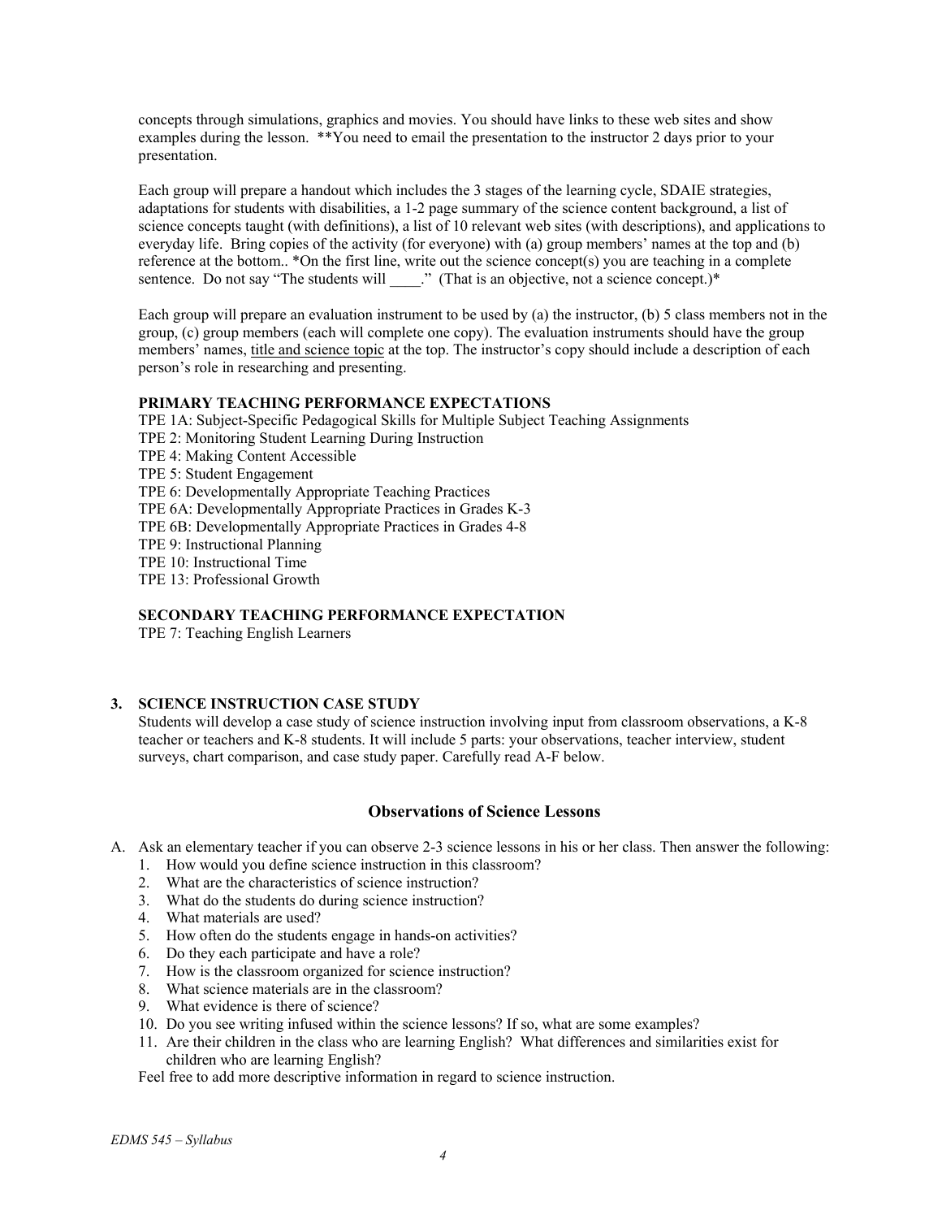concepts through simulations, graphics and movies. You should have links to these web sites and show examples during the lesson. **You need to email the presentation to the instructor 2 days prior to your presentation.

Each group will prepare a handout which includes the 3 stages of the learning cycle, SDAIE strategies, adaptations for students with disabilities, a 1-2 page summary of the science content background, a list of science concepts taught (with definitions), a list of 10 relevant web sites (with descriptions), and applications to everyday life. Bring copies of the activity (for everyone) with (a) group members' names at the top and (b) reference at the bottom.. *On the first line, write out the science concept(s) you are teaching in a complete sentence. Do not say "The students will ____." (That is an objective, not a science concept.)*

Each group will prepare an evaluation instrument to be used by (a) the instructor, (b) 5 class members not in the group, (c) group members (each will complete one copy). The evaluation instruments should have the group members' names, title and science topic at the top. The instructor's copy should include a description of each person's role in researching and presenting.

**PRIMARY TEACHING PERFORMANCE EXPECTATIONS**

TPE 1A: Subject-Specific Pedagogical Skills for Multiple Subject Teaching Assignments
TPE 2: Monitoring Student Learning During Instruction
TPE 4: Making Content Accessible
TPE 5: Student Engagement
TPE 6: Developmentally Appropriate Teaching Practices
TPE 6A: Developmentally Appropriate Practices in Grades K-3
TPE 6B: Developmentally Appropriate Practices in Grades 4-8
TPE 9: Instructional Planning
TPE 10: Instructional Time
TPE 13: Professional Growth

**SECONDARY TEACHING PERFORMANCE EXPECTATION**

TPE 7: Teaching English Learners

**3. SCIENCE INSTRUCTION CASE STUDY**

Students will develop a case study of science instruction involving input from classroom observations, a K-8 teacher or teachers and K-8 students. It will include 5 parts: your observations, teacher interview, student surveys, chart comparison, and case study paper. Carefully read A-F below.

## Observations of Science Lessons

A. Ask an elementary teacher if you can observe 2-3 science lessons in his or her class. Then answer the following:
   1. How would you define science instruction in this classroom?
   2. What are the characteristics of science instruction?
   3. What do the students do during science instruction?
   4. What materials are used?
   5. How often do the students engage in hands-on activities?
   6. Do they each participate and have a role?
   7. How is the classroom organized for science instruction?
   8. What science materials are in the classroom?
   9. What evidence is there of science?
   10. Do you see writing infused within the science lessons? If so, what are some examples?
   11. Are their children in the class who are learning English? What differences and similarities exist for children who are learning English?

   Feel free to add more descriptive information in regard to science instruction.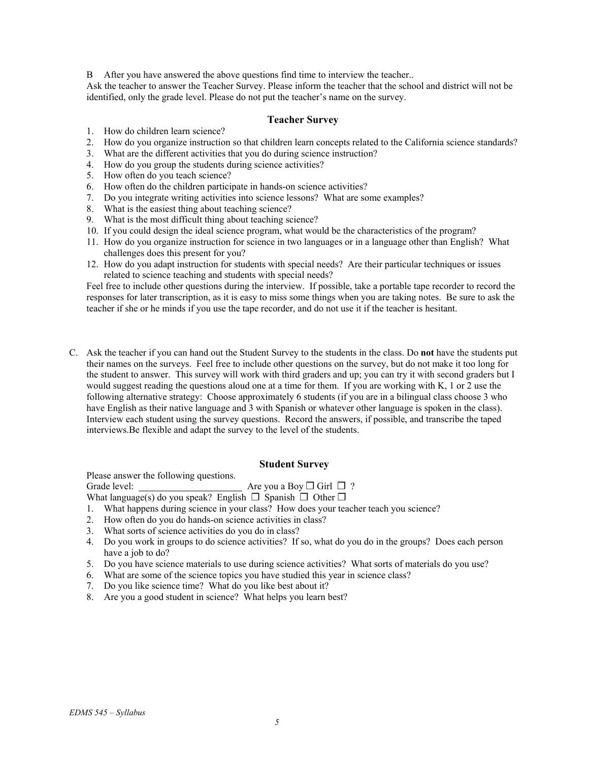B After you have answered the above questions find time to interview the teacher..
Ask the teacher to answer the Teacher Survey. Please inform the teacher that the school and district will not be identified, only the grade level. Please do not put the teacher's name on the survey.

### Teacher Survey

1. How do children learn science?
2. How do you organize instruction so that children learn concepts related to the California science standards?
3. What are the different activities that you do during science instruction?
4. How do you group the students during science activities?
5. How often do you teach science?
6. How often do the children participate in hands-on science activities?
7. Do you integrate writing activities into science lessons? What are some examples?
8. What is the easiest thing about teaching science?
9. What is the most difficult thing about teaching science?
10. If you could design the ideal science program, what would be the characteristics of the program?
11. How do you organize instruction for science in two languages or in a language other than English? What challenges does this present for you?
12. How do you adapt instruction for students with special needs? Are their particular techniques or issues related to science teaching and students with special needs?

Feel free to include other questions during the interview. If possible, take a portable tape recorder to record the responses for later transcription, as it is easy to miss some things when you are taking notes. Be sure to ask the teacher if she or he minds if you use the tape recorder, and do not use it if the teacher is hesitant.

C. Ask the teacher if you can hand out the Student Survey to the students in the class. Do **not** have the students put their names on the surveys. Feel free to include other questions on the survey, but do not make it too long for the student to answer. This survey will work with third graders and up; you can try it with second graders but I would suggest reading the questions aloud one at a time for them. If you are working with K, 1 or 2 use the following alternative strategy: Choose approximately 6 students (if you are in a bilingual class choose 3 who have English as their native language and 3 with Spanish or whatever other language is spoken in the class). Interview each student using the survey questions. Record the answers, if possible, and transcribe the taped interviews.Be flexible and adapt the survey to the level of the students.

### Student Survey

Please answer the following questions.
Grade level: ____________________ Are you a Boy ☐ Girl ☐ ?
What language(s) do you speak? English ☐ Spanish ☐ Other ☐

1. What happens during science in your class? How does your teacher teach you science?
2. How often do you do hands-on science activities in class?
3. What sorts of science activities do you do in class?
4. Do you work in groups to do science activities? If so, what do you do in the groups? Does each person have a job to do?
5. Do you have science materials to use during science activities? What sorts of materials do you use?
6. What are some of the science topics you have studied this year in science class?
7. Do you like science time? What do you like best about it?
8. Are you a good student in science? What helps you learn best?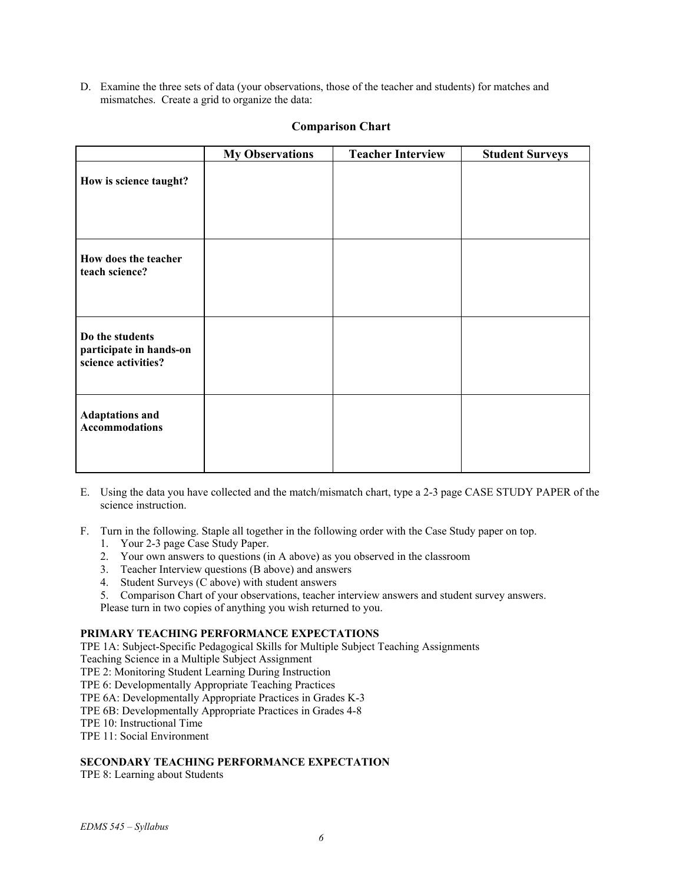D. Examine the three sets of data (your observations, those of the teacher and students) for matches and mismatches. Create a grid to organize the data:

**Comparison Chart**

| | My Observations | Teacher Interview | Student Surveys |
|---|---|---|---|
| **How is science taught?** | | | |
| **How does the teacher teach science?** | | | |
| **Do the students participate in hands-on science activities?** | | | |
| **Adaptations and Accommodations** | | | |

E. Using the data you have collected and the match/mismatch chart, type a 2-3 page CASE STUDY PAPER of the science instruction.

F. Turn in the following. Staple all together in the following order with the Case Study paper on top.
   1. Your 2-3 page Case Study Paper.
   2. Your own answers to questions (in A above) as you observed in the classroom
   3. Teacher Interview questions (B above) and answers
   4. Student Surveys (C above) with student answers
   5. Comparison Chart of your observations, teacher interview answers and student survey answers.

   Please turn in two copies of anything you wish returned to you.

**PRIMARY TEACHING PERFORMANCE EXPECTATIONS**

TPE 1A: Subject-Specific Pedagogical Skills for Multiple Subject Teaching Assignments
Teaching Science in a Multiple Subject Assignment
TPE 2: Monitoring Student Learning During Instruction
TPE 6: Developmentally Appropriate Teaching Practices
TPE 6A: Developmentally Appropriate Practices in Grades K-3
TPE 6B: Developmentally Appropriate Practices in Grades 4-8
TPE 10: Instructional Time
TPE 11: Social Environment

**SECONDARY TEACHING PERFORMANCE EXPECTATION**

TPE 8: Learning about Students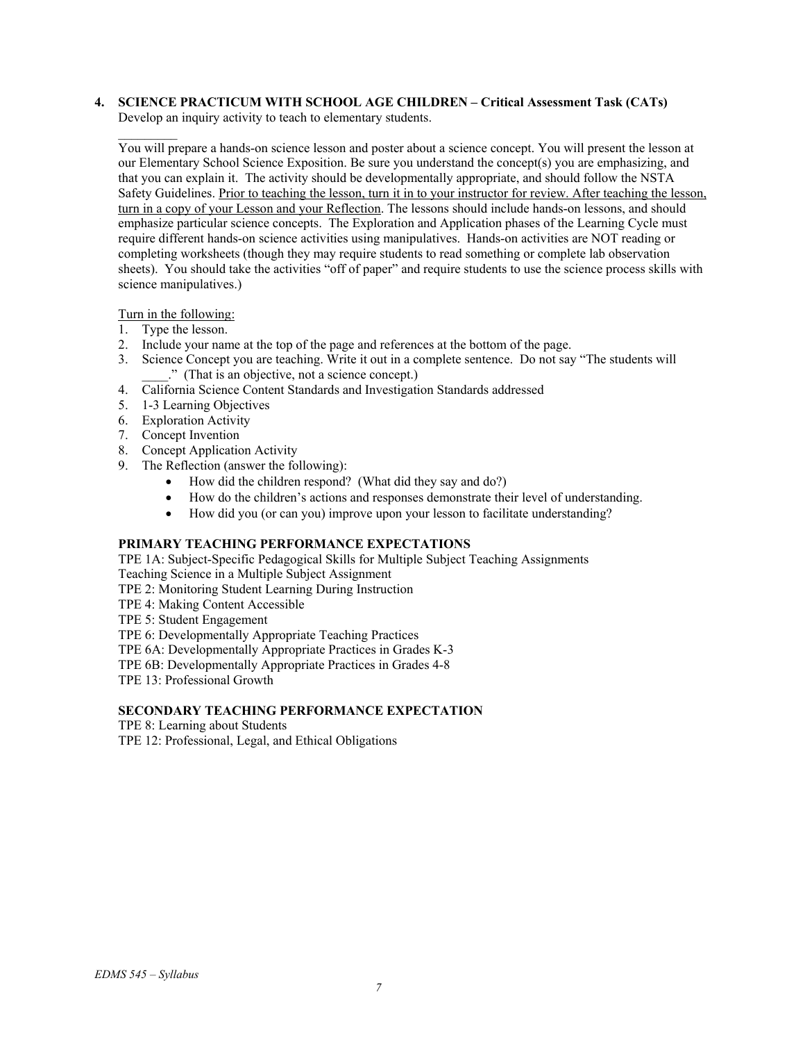**4. SCIENCE PRACTICUM WITH SCHOOL AGE CHILDREN – Critical Assessment Task (CATs)**

Develop an inquiry activity to teach to elementary students.

_________

You will prepare a hands-on science lesson and poster about a science concept. You will present the lesson at our Elementary School Science Exposition. Be sure you understand the concept(s) you are emphasizing, and that you can explain it. The activity should be developmentally appropriate, and should follow the NSTA Safety Guidelines. <u>Prior to teaching the lesson, turn it in to your instructor for review. After teaching the lesson, turn in a copy of your Lesson and your Reflection</u>. The lessons should include hands-on lessons, and should emphasize particular science concepts. The Exploration and Application phases of the Learning Cycle must require different hands-on science activities using manipulatives. Hands-on activities are NOT reading or completing worksheets (though they may require students to read something or complete lab observation sheets). You should take the activities "off of paper" and require students to use the science process skills with science manipulatives.)

<u>Turn in the following:</u>

1. Type the lesson.
2. Include your name at the top of the page and references at the bottom of the page.
3. Science Concept you are teaching. Write it out in a complete sentence. Do not say "The students will ____." (That is an objective, not a science concept.)
4. California Science Content Standards and Investigation Standards addressed
5. 1-3 Learning Objectives
6. Exploration Activity
7. Concept Invention
8. Concept Application Activity
9. The Reflection (answer the following):
   - How did the children respond? (What did they say and do?)
   - How do the children's actions and responses demonstrate their level of understanding.
   - How did you (or can you) improve upon your lesson to facilitate understanding?

**PRIMARY TEACHING PERFORMANCE EXPECTATIONS**

TPE 1A: Subject-Specific Pedagogical Skills for Multiple Subject Teaching Assignments
Teaching Science in a Multiple Subject Assignment
TPE 2: Monitoring Student Learning During Instruction
TPE 4: Making Content Accessible
TPE 5: Student Engagement
TPE 6: Developmentally Appropriate Teaching Practices
TPE 6A: Developmentally Appropriate Practices in Grades K-3
TPE 6B: Developmentally Appropriate Practices in Grades 4-8
TPE 13: Professional Growth

**SECONDARY TEACHING PERFORMANCE EXPECTATION**

TPE 8: Learning about Students
TPE 12: Professional, Legal, and Ethical Obligations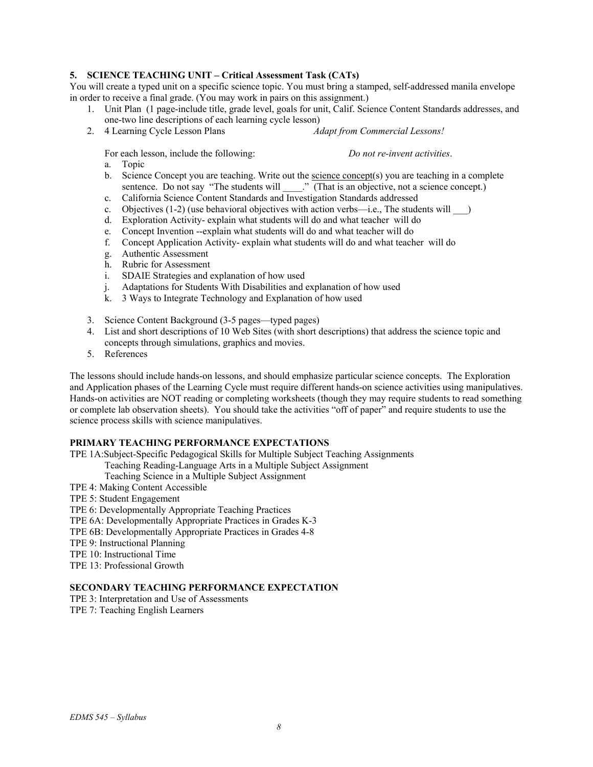### 5. SCIENCE TEACHING UNIT – Critical Assessment Task (CATs)

You will create a typed unit on a specific science topic. You must bring a stamped, self-addressed manila envelope in order to receive a final grade. (You may work in pairs on this assignment.)

1. Unit Plan (1 page-include title, grade level, goals for unit, Calif. Science Content Standards addresses, and one-two line descriptions of each learning cycle lesson)
2. 4 Learning Cycle Lesson Plans *Adapt from Commercial Lessons!*

   For each lesson, include the following: *Do not re-invent activities*.

   a. Topic
   b. Science Concept you are teaching. Write out the <u>science concept</u>(s) you are teaching in a complete sentence. Do not say "The students will ____." (That is an objective, not a science concept.)
   c. California Science Content Standards and Investigation Standards addressed
   c. Objectives (1-2) (use behavioral objectives with action verbs—i.e., The students will ___)
   d. Exploration Activity- explain what students will do and what teacher will do
   e. Concept Invention --explain what students will do and what teacher will do
   f. Concept Application Activity- explain what students will do and what teacher will do
   g. Authentic Assessment
   h. Rubric for Assessment
   i. SDAIE Strategies and explanation of how used
   j. Adaptations for Students With Disabilities and explanation of how used
   k. 3 Ways to Integrate Technology and Explanation of how used

3. Science Content Background (3-5 pages—typed pages)
4. List and short descriptions of 10 Web Sites (with short descriptions) that address the science topic and concepts through simulations, graphics and movies.
5. References

The lessons should include hands-on lessons, and should emphasize particular science concepts. The Exploration and Application phases of the Learning Cycle must require different hands-on science activities using manipulatives. Hands-on activities are NOT reading or completing worksheets (though they may require students to read something or complete lab observation sheets). You should take the activities "off of paper" and require students to use the science process skills with science manipulatives.

### PRIMARY TEACHING PERFORMANCE EXPECTATIONS

TPE 1A:Subject-Specific Pedagogical Skills for Multiple Subject Teaching Assignments
  Teaching Reading-Language Arts in a Multiple Subject Assignment
  Teaching Science in a Multiple Subject Assignment
TPE 4: Making Content Accessible
TPE 5: Student Engagement
TPE 6: Developmentally Appropriate Teaching Practices
TPE 6A: Developmentally Appropriate Practices in Grades K-3
TPE 6B: Developmentally Appropriate Practices in Grades 4-8
TPE 9: Instructional Planning
TPE 10: Instructional Time
TPE 13: Professional Growth

### SECONDARY TEACHING PERFORMANCE EXPECTATION

TPE 3: Interpretation and Use of Assessments
TPE 7: Teaching English Learners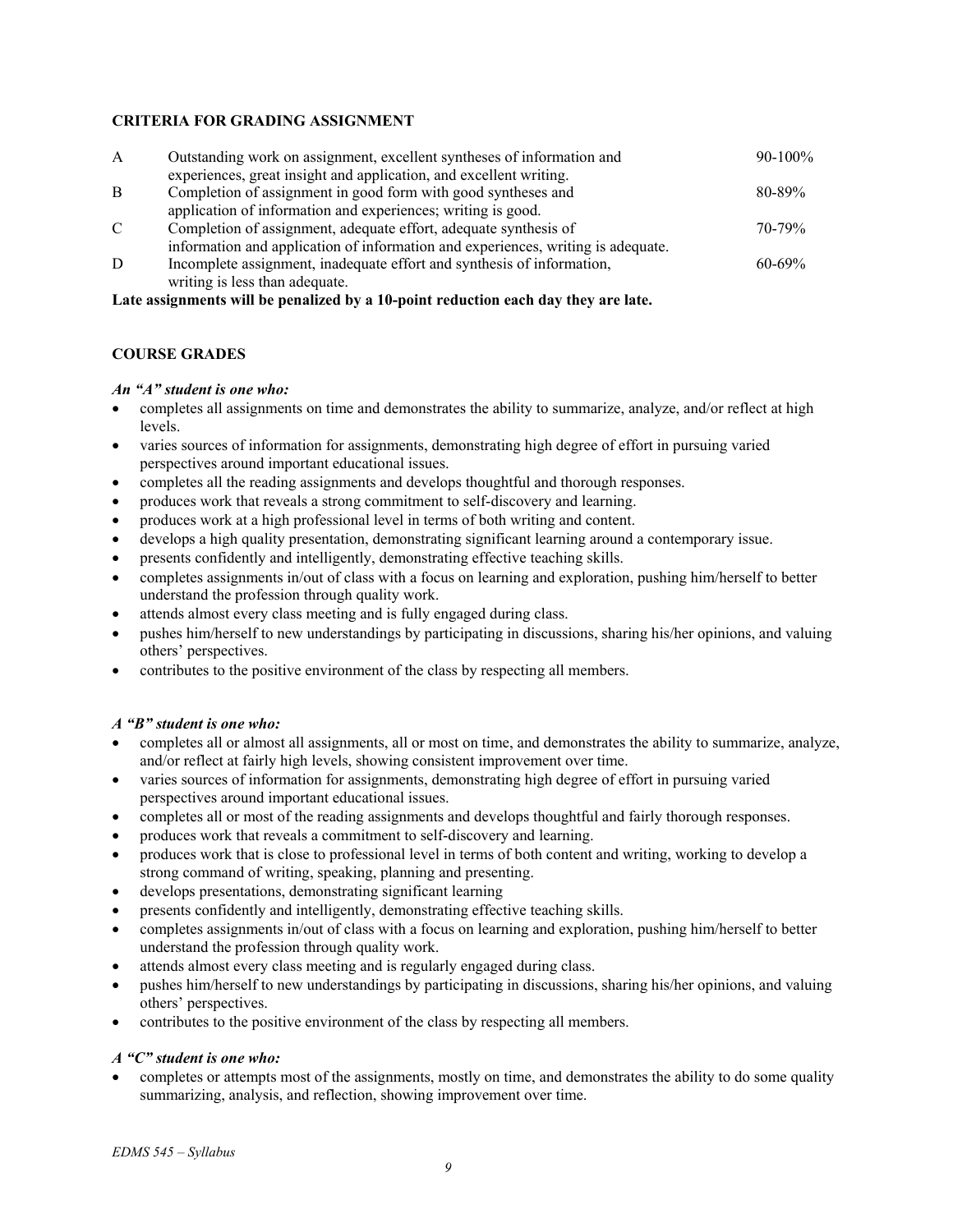**CRITERIA FOR GRADING ASSIGNMENT**

| | | |
|---|---|---|
| A | Outstanding work on assignment, excellent syntheses of information and experiences, great insight and application, and excellent writing. | 90-100% |
| B | Completion of assignment in good form with good syntheses and application of information and experiences; writing is good. | 80-89% |
| C | Completion of assignment, adequate effort, adequate synthesis of information and application of information and experiences, writing is adequate. | 70-79% |
| D | Incomplete assignment, inadequate effort and synthesis of information, writing is less than adequate. | 60-69% |

**Late assignments will be penalized by a 10-point reduction each day they are late.**

**COURSE GRADES**

***An "A" student is one who:***

- completes all assignments on time and demonstrates the ability to summarize, analyze, and/or reflect at high levels.
- varies sources of information for assignments, demonstrating high degree of effort in pursuing varied perspectives around important educational issues.
- completes all the reading assignments and develops thoughtful and thorough responses.
- produces work that reveals a strong commitment to self-discovery and learning.
- produces work at a high professional level in terms of both writing and content.
- develops a high quality presentation, demonstrating significant learning around a contemporary issue.
- presents confidently and intelligently, demonstrating effective teaching skills.
- completes assignments in/out of class with a focus on learning and exploration, pushing him/herself to better understand the profession through quality work.
- attends almost every class meeting and is fully engaged during class.
- pushes him/herself to new understandings by participating in discussions, sharing his/her opinions, and valuing others' perspectives.
- contributes to the positive environment of the class by respecting all members.

***A "B" student is one who:***

- completes all or almost all assignments, all or most on time, and demonstrates the ability to summarize, analyze, and/or reflect at fairly high levels, showing consistent improvement over time.
- varies sources of information for assignments, demonstrating high degree of effort in pursuing varied perspectives around important educational issues.
- completes all or most of the reading assignments and develops thoughtful and fairly thorough responses.
- produces work that reveals a commitment to self-discovery and learning.
- produces work that is close to professional level in terms of both content and writing, working to develop a strong command of writing, speaking, planning and presenting.
- develops presentations, demonstrating significant learning
- presents confidently and intelligently, demonstrating effective teaching skills.
- completes assignments in/out of class with a focus on learning and exploration, pushing him/herself to better understand the profession through quality work.
- attends almost every class meeting and is regularly engaged during class.
- pushes him/herself to new understandings by participating in discussions, sharing his/her opinions, and valuing others' perspectives.
- contributes to the positive environment of the class by respecting all members.

***A "C" student is one who:***

- completes or attempts most of the assignments, mostly on time, and demonstrates the ability to do some quality summarizing, analysis, and reflection, showing improvement over time.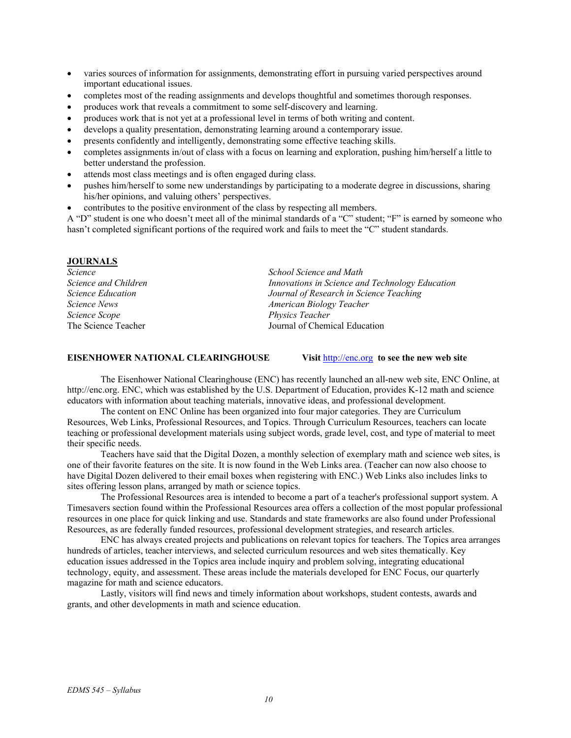- varies sources of information for assignments, demonstrating effort in pursuing varied perspectives around important educational issues.
- completes most of the reading assignments and develops thoughtful and sometimes thorough responses.
- produces work that reveals a commitment to some self-discovery and learning.
- produces work that is not yet at a professional level in terms of both writing and content.
- develops a quality presentation, demonstrating learning around a contemporary issue.
- presents confidently and intelligently, demonstrating some effective teaching skills.
- completes assignments in/out of class with a focus on learning and exploration, pushing him/herself a little to better understand the profession.
- attends most class meetings and is often engaged during class.
- pushes him/herself to some new understandings by participating to a moderate degree in discussions, sharing his/her opinions, and valuing others' perspectives.
- contributes to the positive environment of the class by respecting all members.

A "D" student is one who doesn't meet all of the minimal standards of a "C" student; "F" is earned by someone who hasn't completed significant portions of the required work and fails to meet the "C" student standards.

## JOURNALS

*Science*
*Science and Children*
*Science Education*
*Science News*
*Science Scope*
The Science Teacher
*School Science and Math*
*Innovations in Science and Technology Education*
*Journal of Research in Science Teaching*
*American Biology Teacher*
*Physics Teacher*
Journal of Chemical Education

**EISENHOWER NATIONAL CLEARINGHOUSE** **Visit** http://enc.org **to see the new web site**

The Eisenhower National Clearinghouse (ENC) has recently launched an all-new web site, ENC Online, at http://enc.org. ENC, which was established by the U.S. Department of Education, provides K-12 math and science educators with information about teaching materials, innovative ideas, and professional development.

The content on ENC Online has been organized into four major categories. They are Curriculum Resources, Web Links, Professional Resources, and Topics. Through Curriculum Resources, teachers can locate teaching or professional development materials using subject words, grade level, cost, and type of material to meet their specific needs.

Teachers have said that the Digital Dozen, a monthly selection of exemplary math and science web sites, is one of their favorite features on the site. It is now found in the Web Links area. (Teacher can now also choose to have Digital Dozen delivered to their email boxes when registering with ENC.) Web Links also includes links to sites offering lesson plans, arranged by math or science topics.

The Professional Resources area is intended to become a part of a teacher's professional support system. A Timesavers section found within the Professional Resources area offers a collection of the most popular professional resources in one place for quick linking and use. Standards and state frameworks are also found under Professional Resources, as are federally funded resources, professional development strategies, and research articles.

ENC has always created projects and publications on relevant topics for teachers. The Topics area arranges hundreds of articles, teacher interviews, and selected curriculum resources and web sites thematically. Key education issues addressed in the Topics area include inquiry and problem solving, integrating educational technology, equity, and assessment. These areas include the materials developed for ENC Focus, our quarterly magazine for math and science educators.

Lastly, visitors will find news and timely information about workshops, student contests, awards and grants, and other developments in math and science education.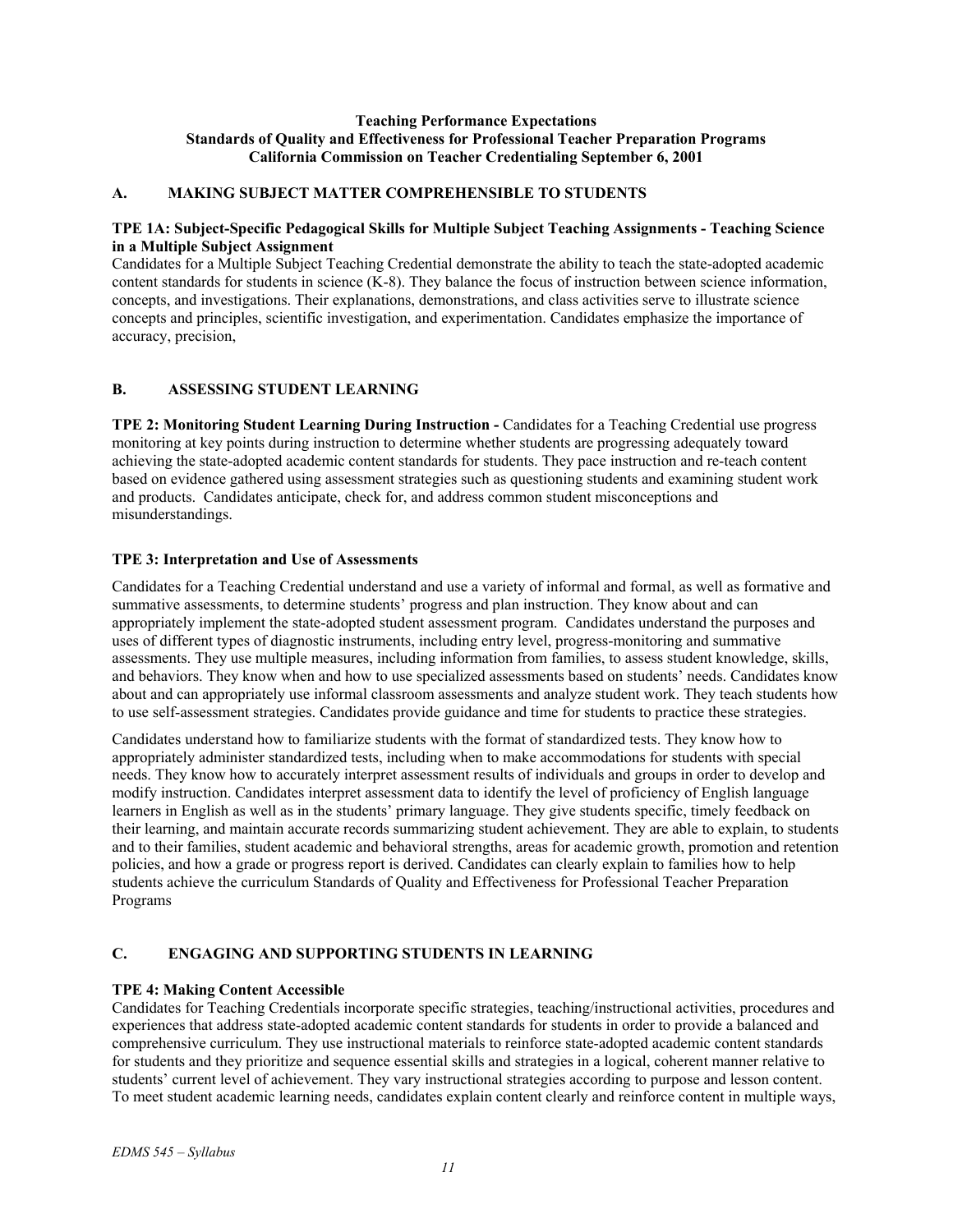**Teaching Performance Expectations**
**Standards of Quality and Effectiveness for Professional Teacher Preparation Programs**
**California Commission on Teacher Credentialing September 6, 2001**

## A. MAKING SUBJECT MATTER COMPREHENSIBLE TO STUDENTS

**TPE 1A: Subject-Specific Pedagogical Skills for Multiple Subject Teaching Assignments - Teaching Science in a Multiple Subject Assignment**

Candidates for a Multiple Subject Teaching Credential demonstrate the ability to teach the state-adopted academic content standards for students in science (K-8). They balance the focus of instruction between science information, concepts, and investigations. Their explanations, demonstrations, and class activities serve to illustrate science concepts and principles, scientific investigation, and experimentation. Candidates emphasize the importance of accuracy, precision,

## B. ASSESSING STUDENT LEARNING

**TPE 2: Monitoring Student Learning During Instruction -** Candidates for a Teaching Credential use progress monitoring at key points during instruction to determine whether students are progressing adequately toward achieving the state-adopted academic content standards for students. They pace instruction and re-teach content based on evidence gathered using assessment strategies such as questioning students and examining student work and products. Candidates anticipate, check for, and address common student misconceptions and misunderstandings.

**TPE 3: Interpretation and Use of Assessments**

Candidates for a Teaching Credential understand and use a variety of informal and formal, as well as formative and summative assessments, to determine students' progress and plan instruction. They know about and can appropriately implement the state-adopted student assessment program. Candidates understand the purposes and uses of different types of diagnostic instruments, including entry level, progress-monitoring and summative assessments. They use multiple measures, including information from families, to assess student knowledge, skills, and behaviors. They know when and how to use specialized assessments based on students' needs. Candidates know about and can appropriately use informal classroom assessments and analyze student work. They teach students how to use self-assessment strategies. Candidates provide guidance and time for students to practice these strategies.

Candidates understand how to familiarize students with the format of standardized tests. They know how to appropriately administer standardized tests, including when to make accommodations for students with special needs. They know how to accurately interpret assessment results of individuals and groups in order to develop and modify instruction. Candidates interpret assessment data to identify the level of proficiency of English language learners in English as well as in the students' primary language. They give students specific, timely feedback on their learning, and maintain accurate records summarizing student achievement. They are able to explain, to students and to their families, student academic and behavioral strengths, areas for academic growth, promotion and retention policies, and how a grade or progress report is derived. Candidates can clearly explain to families how to help students achieve the curriculum Standards of Quality and Effectiveness for Professional Teacher Preparation Programs

## C. ENGAGING AND SUPPORTING STUDENTS IN LEARNING

**TPE 4: Making Content Accessible**

Candidates for Teaching Credentials incorporate specific strategies, teaching/instructional activities, procedures and experiences that address state-adopted academic content standards for students in order to provide a balanced and comprehensive curriculum. They use instructional materials to reinforce state-adopted academic content standards for students and they prioritize and sequence essential skills and strategies in a logical, coherent manner relative to students' current level of achievement. They vary instructional strategies according to purpose and lesson content. To meet student academic learning needs, candidates explain content clearly and reinforce content in multiple ways,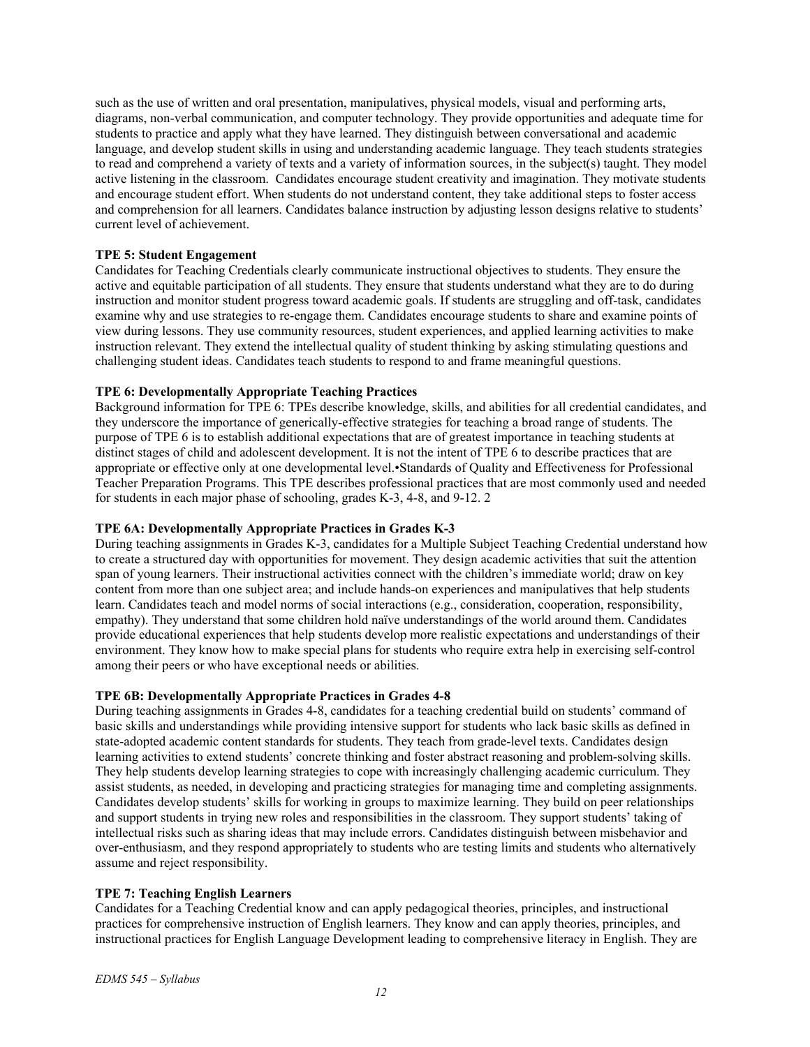such as the use of written and oral presentation, manipulatives, physical models, visual and performing arts, diagrams, non-verbal communication, and computer technology. They provide opportunities and adequate time for students to practice and apply what they have learned. They distinguish between conversational and academic language, and develop student skills in using and understanding academic language. They teach students strategies to read and comprehend a variety of texts and a variety of information sources, in the subject(s) taught. They model active listening in the classroom. Candidates encourage student creativity and imagination. They motivate students and encourage student effort. When students do not understand content, they take additional steps to foster access and comprehension for all learners. Candidates balance instruction by adjusting lesson designs relative to students' current level of achievement.

**TPE 5: Student Engagement**

Candidates for Teaching Credentials clearly communicate instructional objectives to students. They ensure the active and equitable participation of all students. They ensure that students understand what they are to do during instruction and monitor student progress toward academic goals. If students are struggling and off-task, candidates examine why and use strategies to re-engage them. Candidates encourage students to share and examine points of view during lessons. They use community resources, student experiences, and applied learning activities to make instruction relevant. They extend the intellectual quality of student thinking by asking stimulating questions and challenging student ideas. Candidates teach students to respond to and frame meaningful questions.

**TPE 6: Developmentally Appropriate Teaching Practices**

Background information for TPE 6: TPEs describe knowledge, skills, and abilities for all credential candidates, and they underscore the importance of generically-effective strategies for teaching a broad range of students. The purpose of TPE 6 is to establish additional expectations that are of greatest importance in teaching students at distinct stages of child and adolescent development. It is not the intent of TPE 6 to describe practices that are appropriate or effective only at one developmental level.•Standards of Quality and Effectiveness for Professional Teacher Preparation Programs. This TPE describes professional practices that are most commonly used and needed for students in each major phase of schooling, grades K-3, 4-8, and 9-12. 2

**TPE 6A: Developmentally Appropriate Practices in Grades K-3**

During teaching assignments in Grades K-3, candidates for a Multiple Subject Teaching Credential understand how to create a structured day with opportunities for movement. They design academic activities that suit the attention span of young learners. Their instructional activities connect with the children's immediate world; draw on key content from more than one subject area; and include hands-on experiences and manipulatives that help students learn. Candidates teach and model norms of social interactions (e.g., consideration, cooperation, responsibility, empathy). They understand that some children hold naïve understandings of the world around them. Candidates provide educational experiences that help students develop more realistic expectations and understandings of their environment. They know how to make special plans for students who require extra help in exercising self-control among their peers or who have exceptional needs or abilities.

**TPE 6B: Developmentally Appropriate Practices in Grades 4-8**

During teaching assignments in Grades 4-8, candidates for a teaching credential build on students' command of basic skills and understandings while providing intensive support for students who lack basic skills as defined in state-adopted academic content standards for students. They teach from grade-level texts. Candidates design learning activities to extend students' concrete thinking and foster abstract reasoning and problem-solving skills. They help students develop learning strategies to cope with increasingly challenging academic curriculum. They assist students, as needed, in developing and practicing strategies for managing time and completing assignments. Candidates develop students' skills for working in groups to maximize learning. They build on peer relationships and support students in trying new roles and responsibilities in the classroom. They support students' taking of intellectual risks such as sharing ideas that may include errors. Candidates distinguish between misbehavior and over-enthusiasm, and they respond appropriately to students who are testing limits and students who alternatively assume and reject responsibility.

**TPE 7: Teaching English Learners**

Candidates for a Teaching Credential know and can apply pedagogical theories, principles, and instructional practices for comprehensive instruction of English learners. They know and can apply theories, principles, and instructional practices for English Language Development leading to comprehensive literacy in English. They are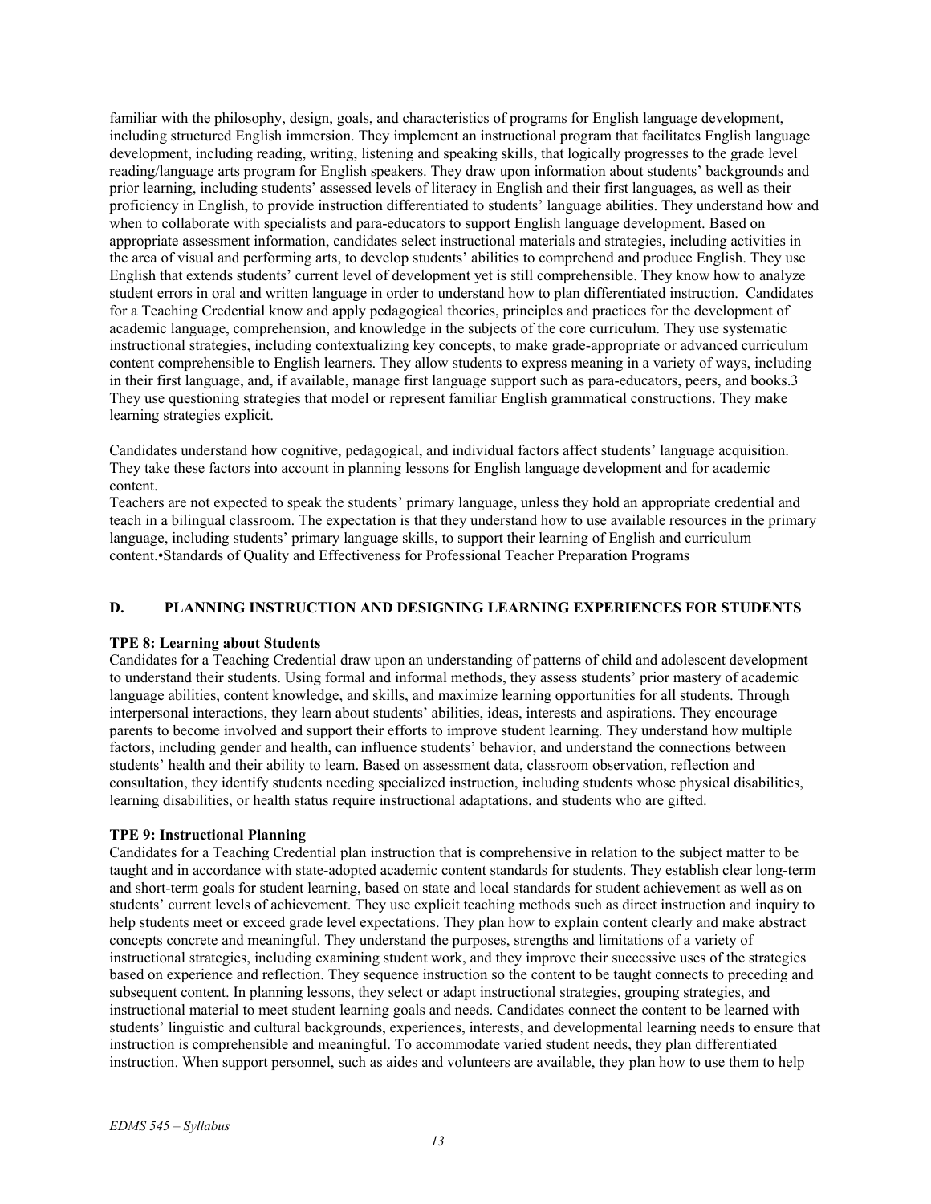familiar with the philosophy, design, goals, and characteristics of programs for English language development, including structured English immersion. They implement an instructional program that facilitates English language development, including reading, writing, listening and speaking skills, that logically progresses to the grade level reading/language arts program for English speakers. They draw upon information about students' backgrounds and prior learning, including students' assessed levels of literacy in English and their first languages, as well as their proficiency in English, to provide instruction differentiated to students' language abilities. They understand how and when to collaborate with specialists and para-educators to support English language development. Based on appropriate assessment information, candidates select instructional materials and strategies, including activities in the area of visual and performing arts, to develop students' abilities to comprehend and produce English. They use English that extends students' current level of development yet is still comprehensible. They know how to analyze student errors in oral and written language in order to understand how to plan differentiated instruction. Candidates for a Teaching Credential know and apply pedagogical theories, principles and practices for the development of academic language, comprehension, and knowledge in the subjects of the core curriculum. They use systematic instructional strategies, including contextualizing key concepts, to make grade-appropriate or advanced curriculum content comprehensible to English learners. They allow students to express meaning in a variety of ways, including in their first language, and, if available, manage first language support such as para-educators, peers, and books.3 They use questioning strategies that model or represent familiar English grammatical constructions. They make learning strategies explicit.

Candidates understand how cognitive, pedagogical, and individual factors affect students' language acquisition. They take these factors into account in planning lessons for English language development and for academic content.

Teachers are not expected to speak the students' primary language, unless they hold an appropriate credential and teach in a bilingual classroom. The expectation is that they understand how to use available resources in the primary language, including students' primary language skills, to support their learning of English and curriculum content.•Standards of Quality and Effectiveness for Professional Teacher Preparation Programs

## D. PLANNING INSTRUCTION AND DESIGNING LEARNING EXPERIENCES FOR STUDENTS

**TPE 8: Learning about Students**

Candidates for a Teaching Credential draw upon an understanding of patterns of child and adolescent development to understand their students. Using formal and informal methods, they assess students' prior mastery of academic language abilities, content knowledge, and skills, and maximize learning opportunities for all students. Through interpersonal interactions, they learn about students' abilities, ideas, interests and aspirations. They encourage parents to become involved and support their efforts to improve student learning. They understand how multiple factors, including gender and health, can influence students' behavior, and understand the connections between students' health and their ability to learn. Based on assessment data, classroom observation, reflection and consultation, they identify students needing specialized instruction, including students whose physical disabilities, learning disabilities, or health status require instructional adaptations, and students who are gifted.

**TPE 9: Instructional Planning**

Candidates for a Teaching Credential plan instruction that is comprehensive in relation to the subject matter to be taught and in accordance with state-adopted academic content standards for students. They establish clear long-term and short-term goals for student learning, based on state and local standards for student achievement as well as on students' current levels of achievement. They use explicit teaching methods such as direct instruction and inquiry to help students meet or exceed grade level expectations. They plan how to explain content clearly and make abstract concepts concrete and meaningful. They understand the purposes, strengths and limitations of a variety of instructional strategies, including examining student work, and they improve their successive uses of the strategies based on experience and reflection. They sequence instruction so the content to be taught connects to preceding and subsequent content. In planning lessons, they select or adapt instructional strategies, grouping strategies, and instructional material to meet student learning goals and needs. Candidates connect the content to be learned with students' linguistic and cultural backgrounds, experiences, interests, and developmental learning needs to ensure that instruction is comprehensible and meaningful. To accommodate varied student needs, they plan differentiated instruction. When support personnel, such as aides and volunteers are available, they plan how to use them to help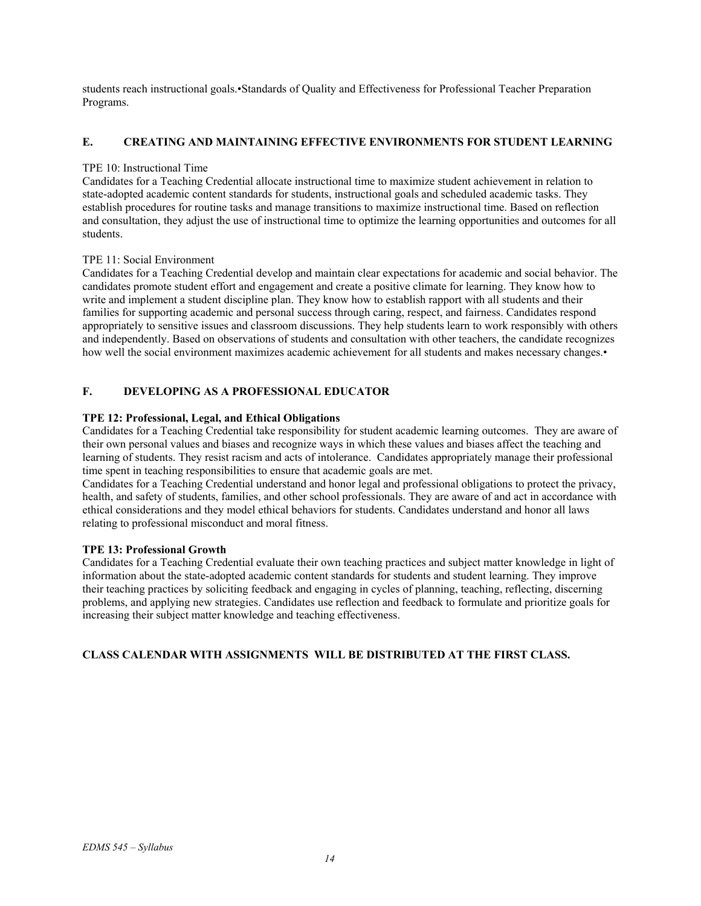students reach instructional goals.•Standards of Quality and Effectiveness for Professional Teacher Preparation Programs.

## E. CREATING AND MAINTAINING EFFECTIVE ENVIRONMENTS FOR STUDENT LEARNING

TPE 10: Instructional Time
Candidates for a Teaching Credential allocate instructional time to maximize student achievement in relation to state-adopted academic content standards for students, instructional goals and scheduled academic tasks. They establish procedures for routine tasks and manage transitions to maximize instructional time. Based on reflection and consultation, they adjust the use of instructional time to optimize the learning opportunities and outcomes for all students.

TPE 11: Social Environment
Candidates for a Teaching Credential develop and maintain clear expectations for academic and social behavior. The candidates promote student effort and engagement and create a positive climate for learning. They know how to write and implement a student discipline plan. They know how to establish rapport with all students and their families for supporting academic and personal success through caring, respect, and fairness. Candidates respond appropriately to sensitive issues and classroom discussions. They help students learn to work responsibly with others and independently. Based on observations of students and consultation with other teachers, the candidate recognizes how well the social environment maximizes academic achievement for all students and makes necessary changes.•

## F. DEVELOPING AS A PROFESSIONAL EDUCATOR

**TPE 12: Professional, Legal, and Ethical Obligations**
Candidates for a Teaching Credential take responsibility for student academic learning outcomes. They are aware of their own personal values and biases and recognize ways in which these values and biases affect the teaching and learning of students. They resist racism and acts of intolerance. Candidates appropriately manage their professional time spent in teaching responsibilities to ensure that academic goals are met.
Candidates for a Teaching Credential understand and honor legal and professional obligations to protect the privacy, health, and safety of students, families, and other school professionals. They are aware of and act in accordance with ethical considerations and they model ethical behaviors for students. Candidates understand and honor all laws relating to professional misconduct and moral fitness.

**TPE 13: Professional Growth**
Candidates for a Teaching Credential evaluate their own teaching practices and subject matter knowledge in light of information about the state-adopted academic content standards for students and student learning. They improve their teaching practices by soliciting feedback and engaging in cycles of planning, teaching, reflecting, discerning problems, and applying new strategies. Candidates use reflection and feedback to formulate and prioritize goals for increasing their subject matter knowledge and teaching effectiveness.

**CLASS CALENDAR WITH ASSIGNMENTS WILL BE DISTRIBUTED AT THE FIRST CLASS.**